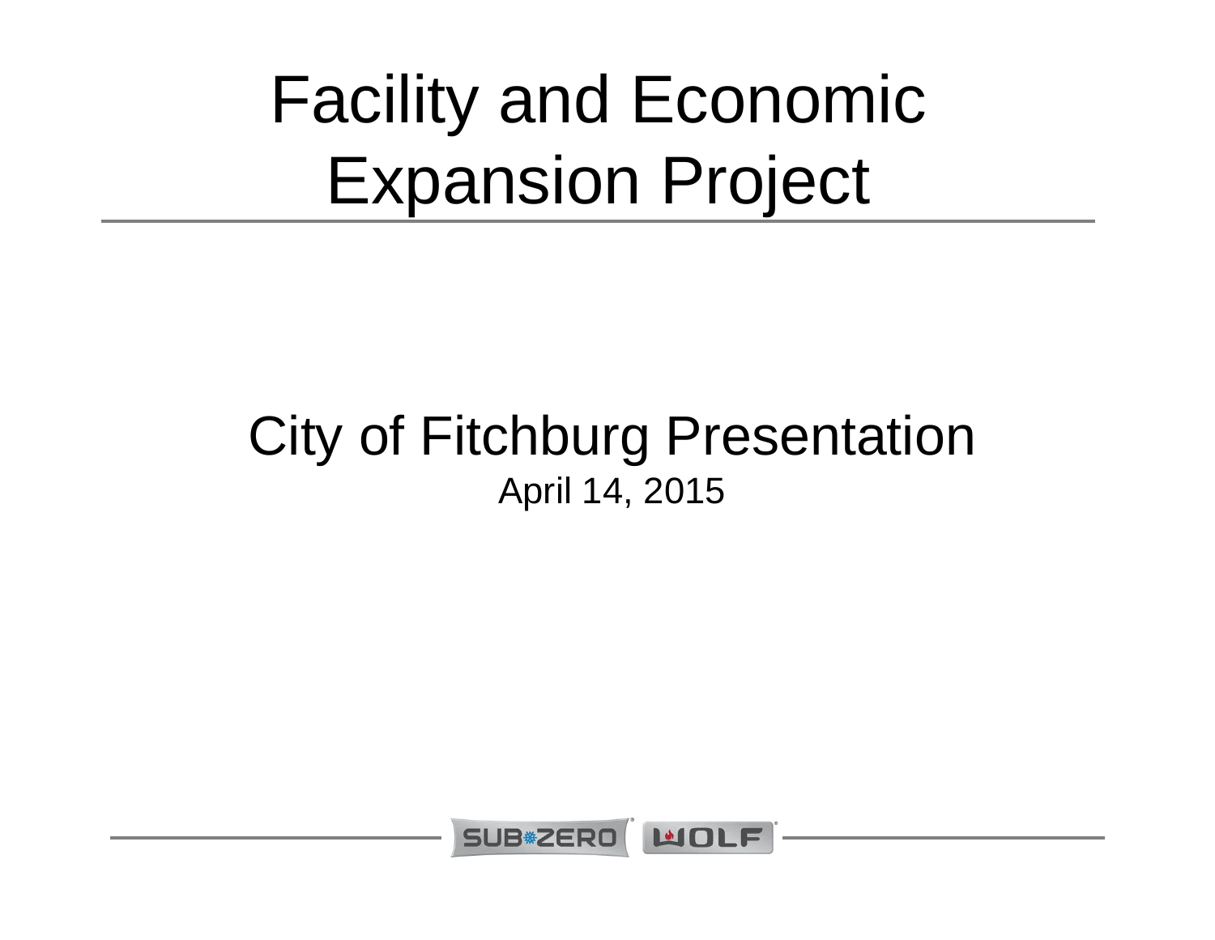# Facility and Economic Expansion Project

## City of Fitchburg Presentation

April 14, 2015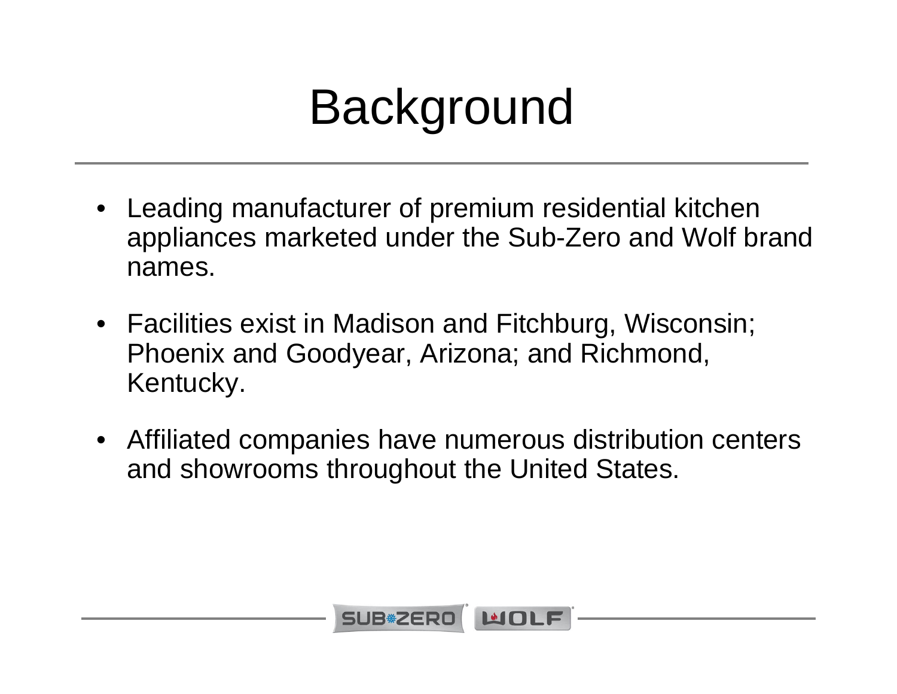# Background

- Leading manufacturer of premium residential kitchen appliances marketed under the Sub-Zero and Wolf brand names.
- Facilities exist in Madison and Fitchburg, Wisconsin; Phoenix and Goodyear, Arizona; and Richmond, Kentucky.
- Affiliated companies have numerous distribution centers and showrooms throughout the United States.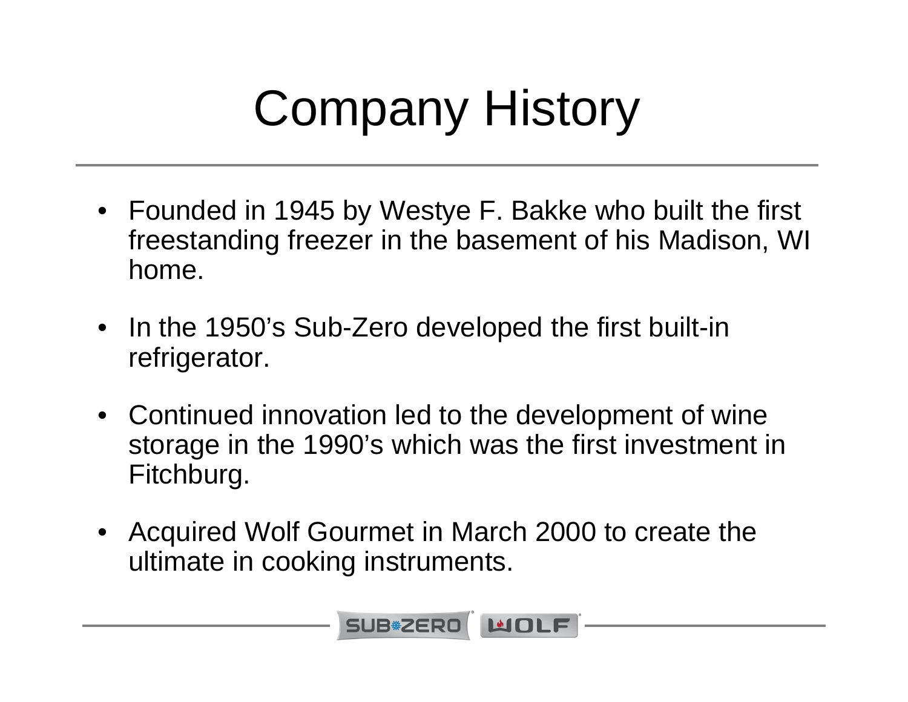# Company History

- Founded in 1945 by Westye F. Bakke who built the first freestanding freezer in the basement of his Madison, WI home.
- In the 1950's Sub-Zero developed the first built-in refrigerator.
- Continued innovation led to the development of wine storage in the 1990's which was the first investment in Fitchburg.
- Acquired Wolf Gourmet in March 2000 to create the ultimate in cooking instruments.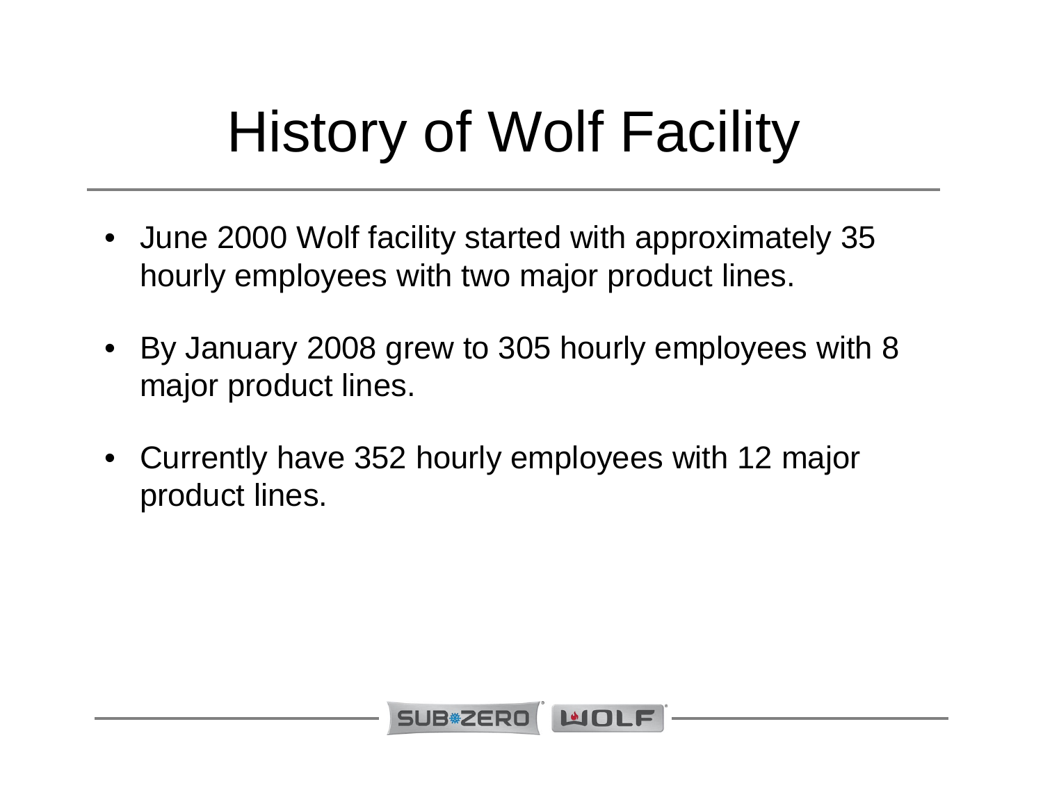# History of Wolf Facility

- June 2000 Wolf facility started with approximately 35 hourly employees with two major product lines.
- By January 2008 grew to 305 hourly employees with 8 major product lines.
- Currently have 352 hourly employees with 12 major product lines.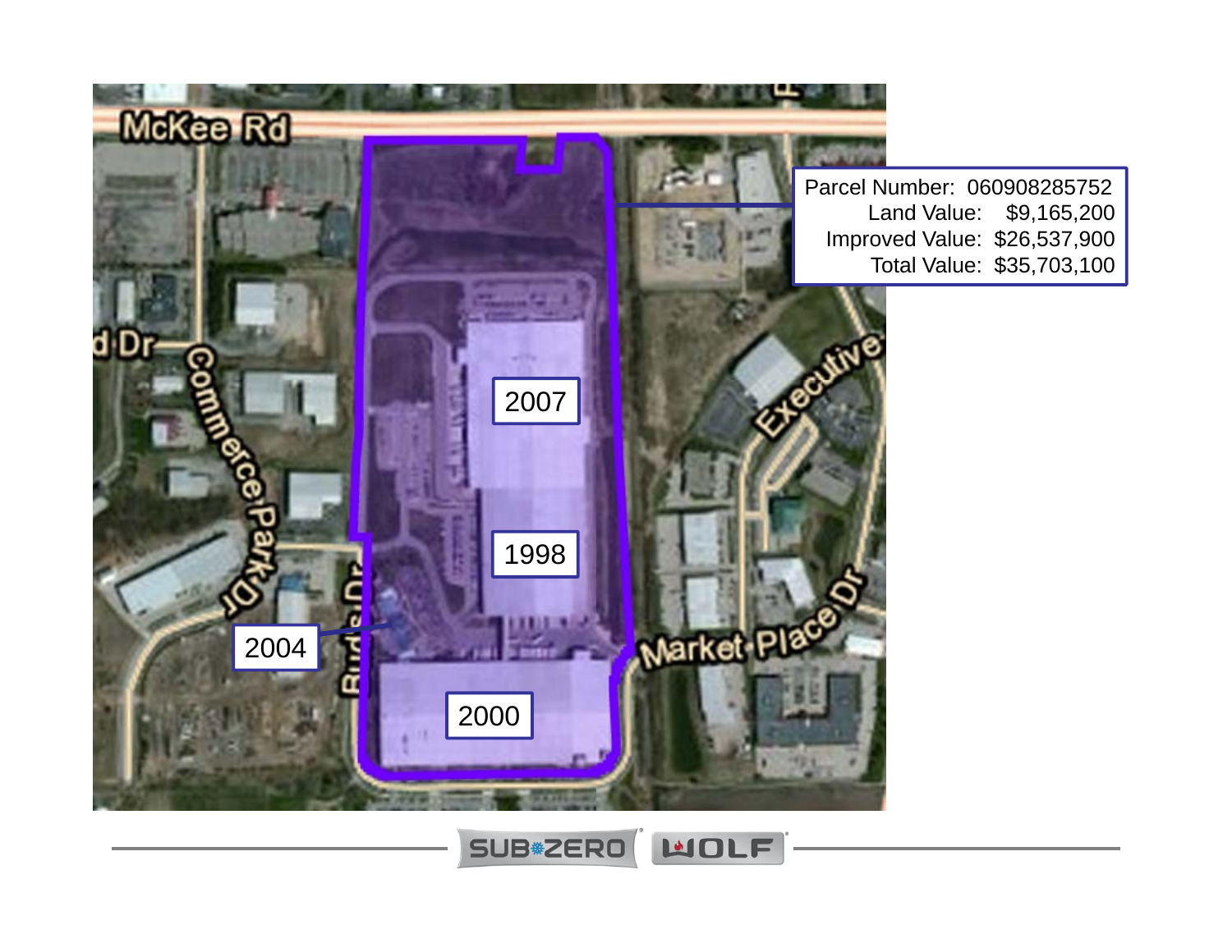Parcel Number: 060908285752

Land Value: $9,165,200

Improved Value: $26,537,900

Total Value: $35,703,100

2007

1998

2004

2000

McKee Rd

Commerce Park Dr

Executive

Market Place Dr

Buds Dr

SUB-ZERO WOLF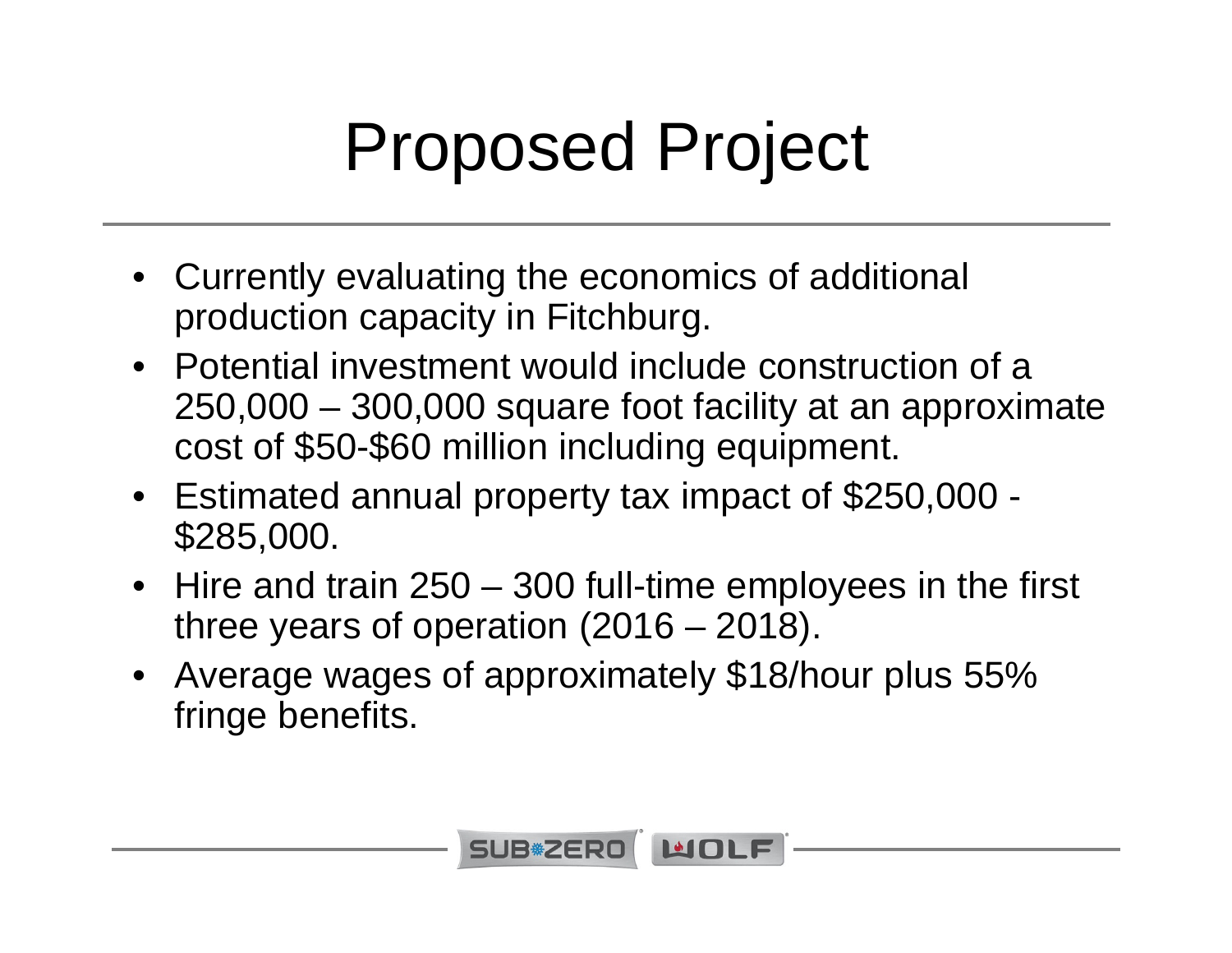# Proposed Project

- Currently evaluating the economics of additional production capacity in Fitchburg.
- Potential investment would include construction of a 250,000 – 300,000 square foot facility at an approximate cost of $50-$60 million including equipment.
- Estimated annual property tax impact of $250,000 - $285,000.
- Hire and train 250 – 300 full-time employees in the first three years of operation (2016 – 2018).
- Average wages of approximately $18/hour plus 55% fringe benefits.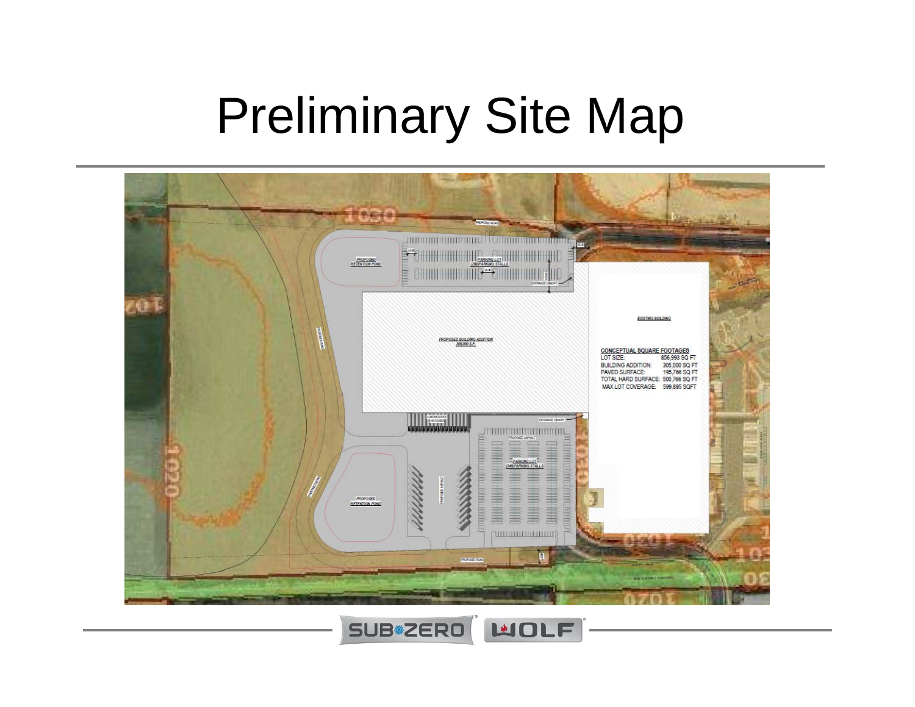# Preliminary Site Map

PROPOSED ROAD

PROPOSED RETENTION POND

PARKING LOT (236 PARKING STALLS)

ENTRANCE CANOPY

EXISTING BUILDING

PROPOSED BUILDING ADDITION 300,000 S.F.

CONCEPTUAL SQUARE FOOTAGES

| | |
|---|---|
| LOT SIZE: | 856,993 SQ FT |
| BUILDING ADDITION: | 305,000 SQ FT |
| PAVED SURFACE: | 195,766 SQ FT |
| TOTAL HARD SURFACE: | 500,766 SQ FT |
| MAX LOT COVERAGE: | 599,895 SQFT |

LOADING DOCK (16 DOCKS)

ENTRANCE CANOPY

PROPOSED ASPHALT

PARKING LOT (348 PARKING STALLS)

PROPOSED RETENTION POND

PROPOSED ROAD

SUB*ZERO WOLF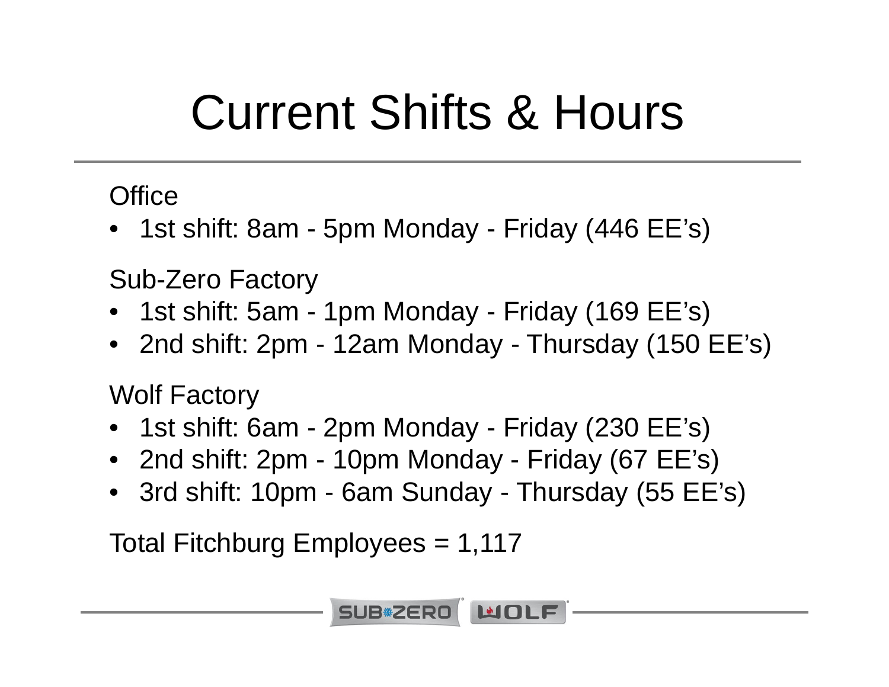# Current Shifts & Hours

Office

- 1st shift: 8am - 5pm Monday - Friday (446 EE's)

Sub-Zero Factory

- 1st shift: 5am - 1pm Monday - Friday (169 EE's)
- 2nd shift: 2pm - 12am Monday - Thursday (150 EE's)

Wolf Factory

- 1st shift: 6am - 2pm Monday - Friday (230 EE's)
- 2nd shift: 2pm - 10pm Monday - Friday (67 EE's)
- 3rd shift: 10pm - 6am Sunday - Thursday (55 EE's)

Total Fitchburg Employees = 1,117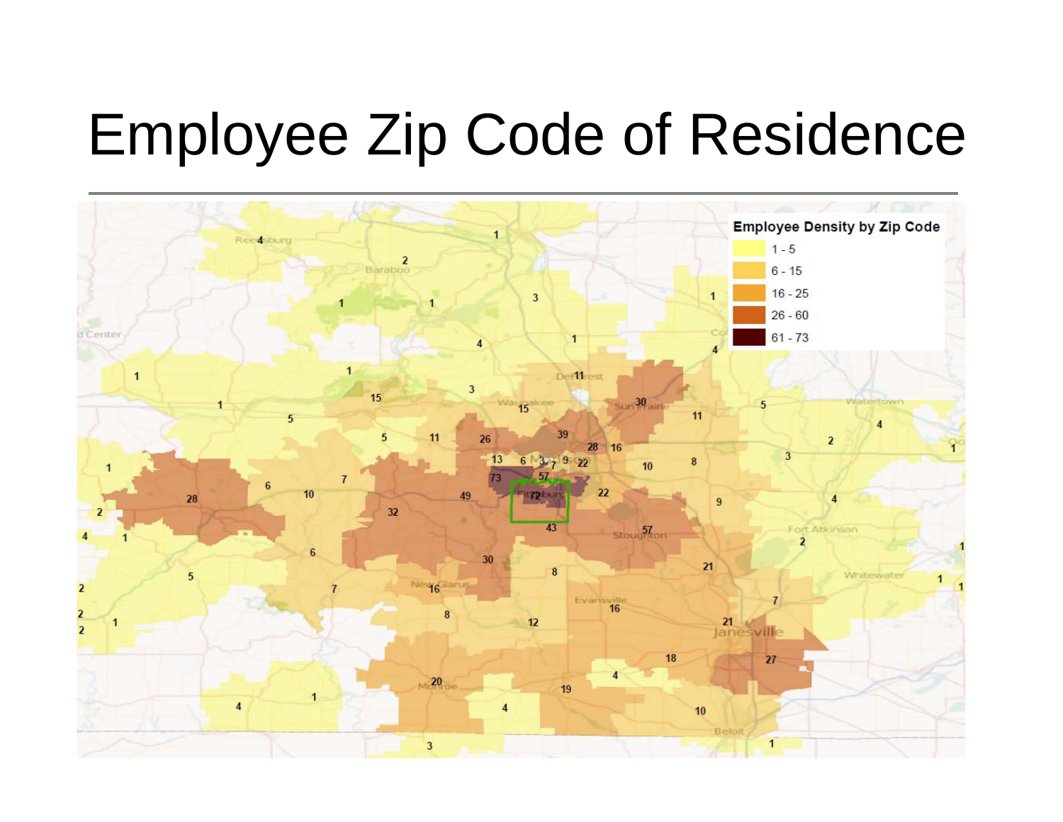# Employee Zip Code of Residence

**Employee Density by Zip Code**

- 1 - 5
- 6 - 15
- 16 - 25
- 26 - 60
- 61 - 73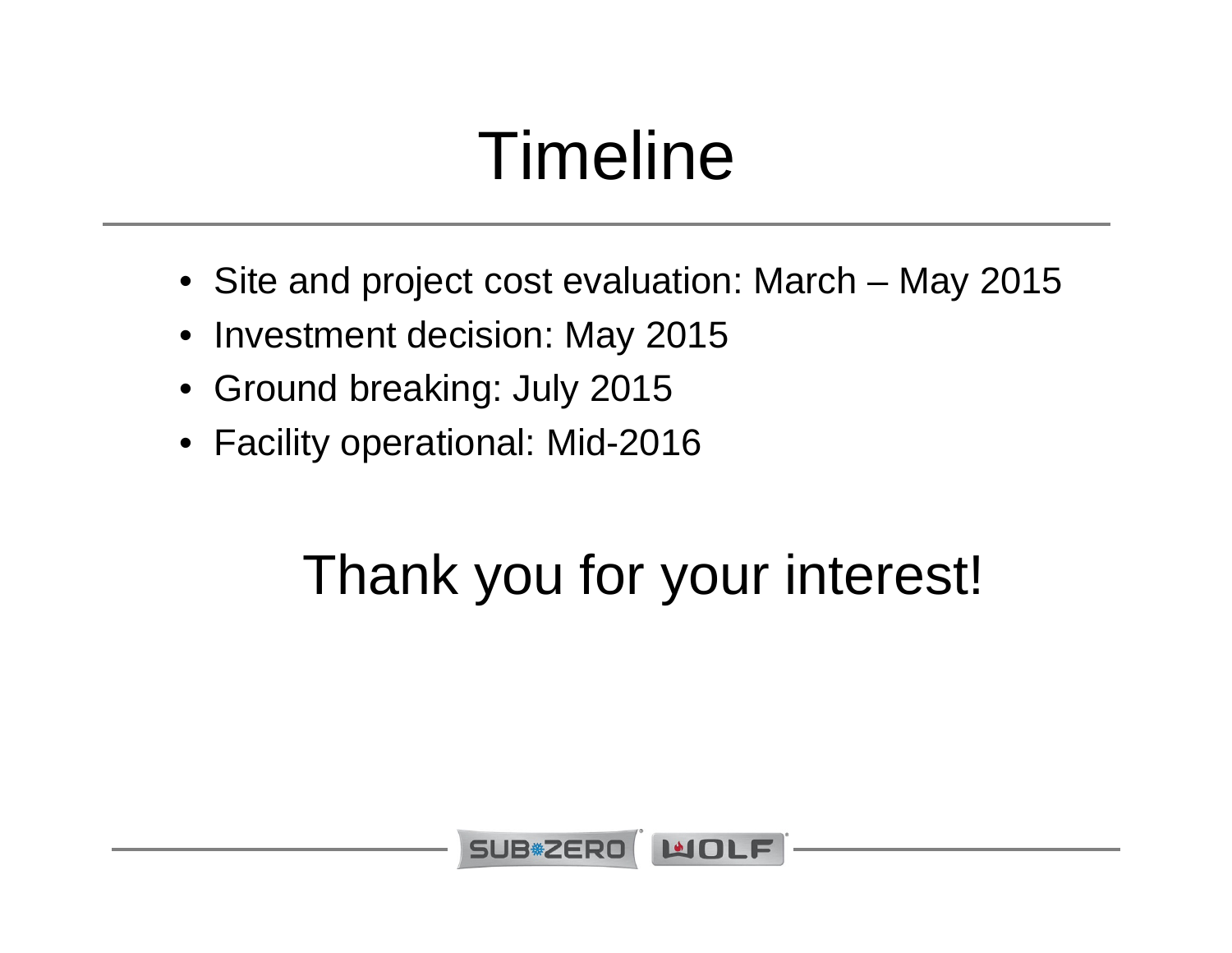# Timeline

- Site and project cost evaluation: March – May 2015
- Investment decision: May 2015
- Ground breaking: July 2015
- Facility operational: Mid-2016

## Thank you for your interest!